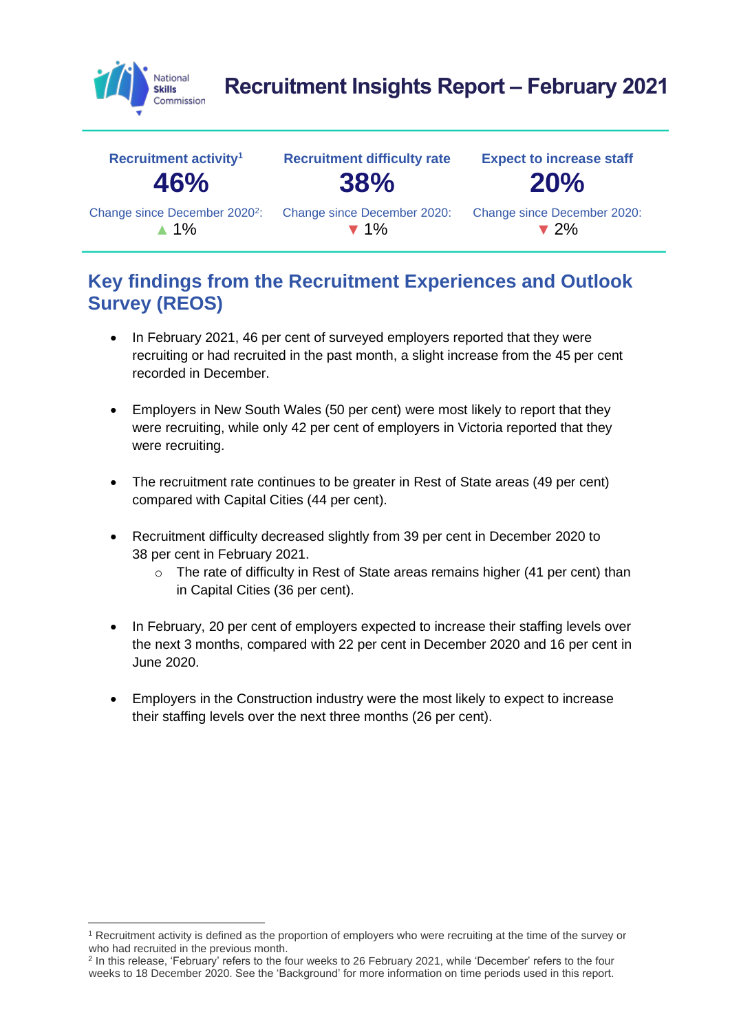# Recruitment Insights Report – February 2021

| Recruitment activity[1] | Recruitment difficulty rate | Expect to increase staff |
|---|---|---|
| **46%** | **38%** | **20%** |
| Change since December 2020[2]: ▲ 1% | Change since December 2020: ▼ 1% | Change since December 2020: ▼ 2% |

## Key findings from the Recruitment Experiences and Outlook Survey (REOS)

- In February 2021, 46 per cent of surveyed employers reported that they were recruiting or had recruited in the past month, a slight increase from the 45 per cent recorded in December.
- Employers in New South Wales (50 per cent) were most likely to report that they were recruiting, while only 42 per cent of employers in Victoria reported that they were recruiting.
- The recruitment rate continues to be greater in Rest of State areas (49 per cent) compared with Capital Cities (44 per cent).
- Recruitment difficulty decreased slightly from 39 per cent in December 2020 to 38 per cent in February 2021.
  - The rate of difficulty in Rest of State areas remains higher (41 per cent) than in Capital Cities (36 per cent).
- In February, 20 per cent of employers expected to increase their staffing levels over the next 3 months, compared with 22 per cent in December 2020 and 16 per cent in June 2020.
- Employers in the Construction industry were the most likely to expect to increase their staffing levels over the next three months (26 per cent).

---

[1] Recruitment activity is defined as the proportion of employers who were recruiting at the time of the survey or who had recruited in the previous month.

[2] In this release, 'February' refers to the four weeks to 26 February 2021, while 'December' refers to the four weeks to 18 December 2020. See the 'Background' for more information on time periods used in this report.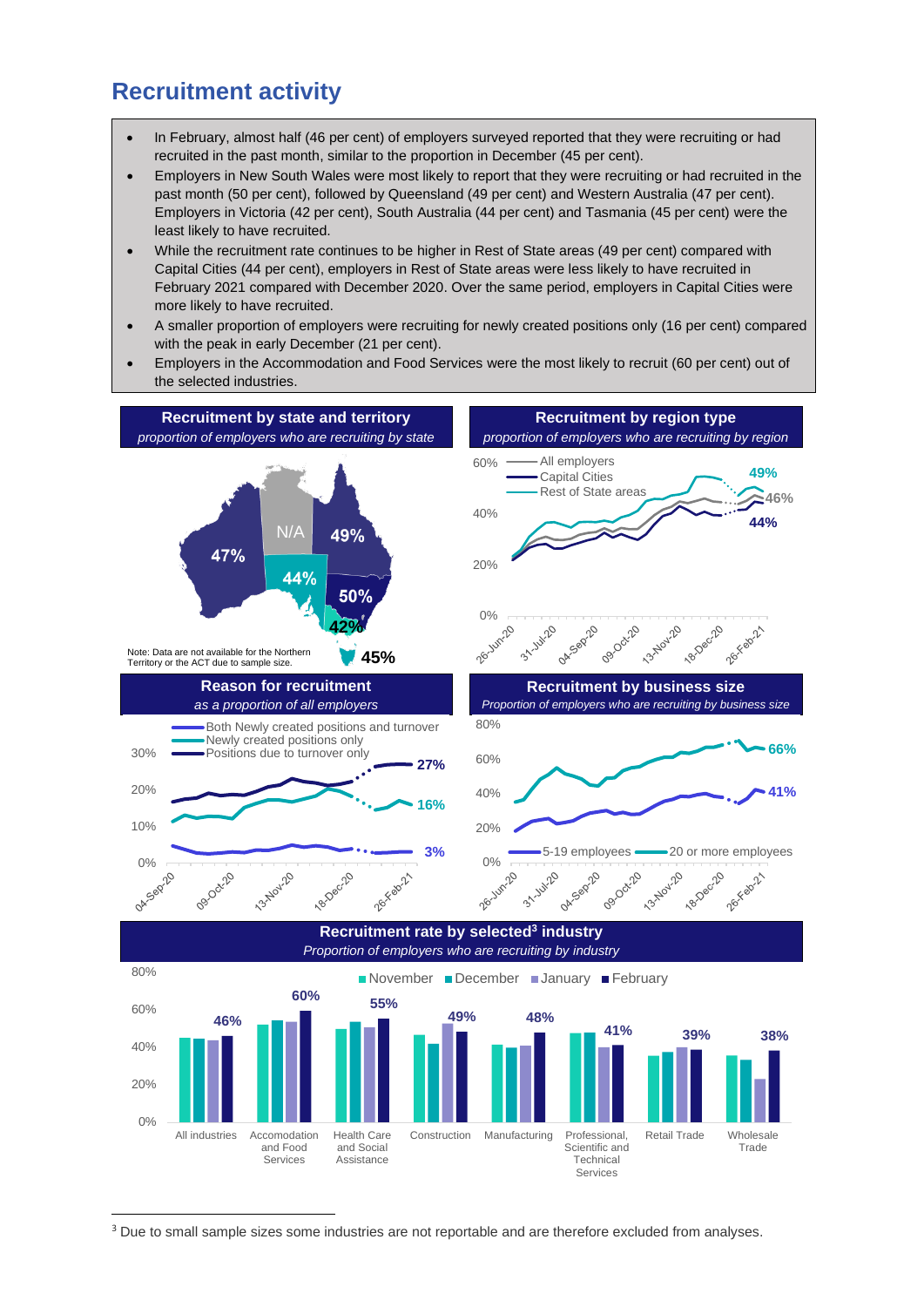# Recruitment activity

- In February, almost half (46 per cent) of employers surveyed reported that they were recruiting or had recruited in the past month, similar to the proportion in December (45 per cent).
- Employers in New South Wales were most likely to report that they were recruiting or had recruited in the past month (50 per cent), followed by Queensland (49 per cent) and Western Australia (47 per cent). Employers in Victoria (42 per cent), South Australia (44 per cent) and Tasmania (45 per cent) were the least likely to have recruited.
- While the recruitment rate continues to be higher in Rest of State areas (49 per cent) compared with Capital Cities (44 per cent), employers in Rest of State areas were less likely to have recruited in February 2021 compared with December 2020. Over the same period, employers in Capital Cities were more likely to have recruited.
- A smaller proportion of employers were recruiting for newly created positions only (16 per cent) compared with the peak in early December (21 per cent).
- Employers in the Accommodation and Food Services were the most likely to recruit (60 per cent) out of the selected industries.

**Recruitment by state and territory**
*proportion of employers who are recruiting by state*

WA 47%, NT N/A, QLD 49%, SA 44%, NSW 50%, VIC 42%, TAS 45%

Note: Data are not available for the Northern Territory or the ACT due to sample size.

**Recruitment by region type**
*proportion of employers who are recruiting by region*

All employers 46%; Capital Cities 44%; Rest of State areas 49%

**Reason for recruitment**
*as a proportion of all employers*

Positions due to turnover only 27%; Newly created positions only 16%; Both Newly created positions and turnover 3%

**Recruitment by business size**
*Proportion of employers who are recruiting by business size*

20 or more employees 66%; 5-19 employees 41%

**Recruitment rate by selected[3] industry**
*Proportion of employers who are recruiting by industry*

| Industry | February |
|---|---|
| All industries | 46% |
| Accomodation and Food Services | 60% |
| Health Care and Social Assistance | 55% |
| Construction | 49% |
| Manufacturing | 48% |
| Professional, Scientific and Technical Services | 41% |
| Retail Trade | 39% |
| Wholesale Trade | 38% |

[3] Due to small sample sizes some industries are not reportable and are therefore excluded from analyses.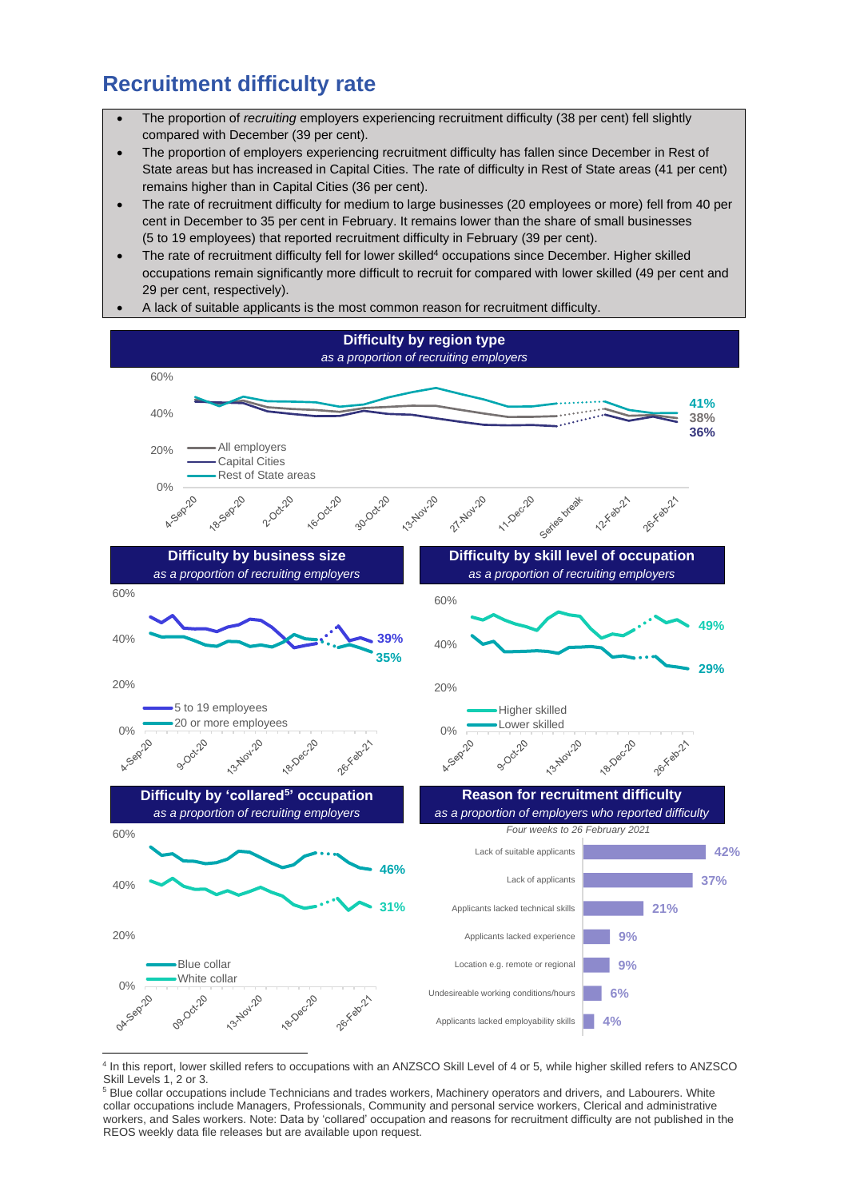## Recruitment difficulty rate

- The proportion of *recruiting* employers experiencing recruitment difficulty (38 per cent) fell slightly compared with December (39 per cent).
- The proportion of employers experiencing recruitment difficulty has fallen since December in Rest of State areas but has increased in Capital Cities. The rate of difficulty in Rest of State areas (41 per cent) remains higher than in Capital Cities (36 per cent).
- The rate of recruitment difficulty for medium to large businesses (20 employees or more) fell from 40 per cent in December to 35 per cent in February. It remains lower than the share of small businesses (5 to 19 employees) that reported recruitment difficulty in February (39 per cent).
- The rate of recruitment difficulty fell for lower skilled[4] occupations since December. Higher skilled occupations remain significantly more difficult to recruit for compared with lower skilled (49 per cent and 29 per cent, respectively).
- A lack of suitable applicants is the most common reason for recruitment difficulty.

**Difficulty by region type**
*as a proportion of recruiting employers*

Legend: All employers, Capital Cities, Rest of State areas. End values: 41%, 38%, 36%. X-axis: 4-Sep-20, 18-Sep-20, 2-Oct-20, 16-Oct-20, 30-Oct-20, 13-Nov-20, 27-Nov-20, 11-Dec-20, Series break, 12-Feb-21, 26-Feb-21.

**Difficulty by business size**
*as a proportion of recruiting employers*

Legend: 5 to 19 employees (39%), 20 or more employees (35%).

**Difficulty by skill level of occupation**
*as a proportion of recruiting employers*

Legend: Higher skilled (49%), Lower skilled (29%).

**Difficulty by 'collared[5]' occupation**
*as a proportion of recruiting employers*

Legend: Blue collar (46%), White collar (31%).

**Reason for recruitment difficulty**
*as a proportion of employers who reported difficulty*
*Four weeks to 26 February 2021*

| Reason | Share |
|---|---|
| Lack of suitable applicants | 42% |
| Lack of applicants | 37% |
| Applicants lacked technical skills | 21% |
| Applicants lacked experience | 9% |
| Location e.g. remote or regional | 9% |
| Undesireable working conditions/hours | 6% |
| Applicants lacked employability skills | 4% |

[4] In this report, lower skilled refers to occupations with an ANZSCO Skill Level of 4 or 5, while higher skilled refers to ANZSCO Skill Levels 1, 2 or 3.

[5] Blue collar occupations include Technicians and trades workers, Machinery operators and drivers, and Labourers. White collar occupations include Managers, Professionals, Community and personal service workers, Clerical and administrative workers, and Sales workers. Note: Data by 'collared' occupation and reasons for recruitment difficulty are not published in the REOS weekly data file releases but are available upon request.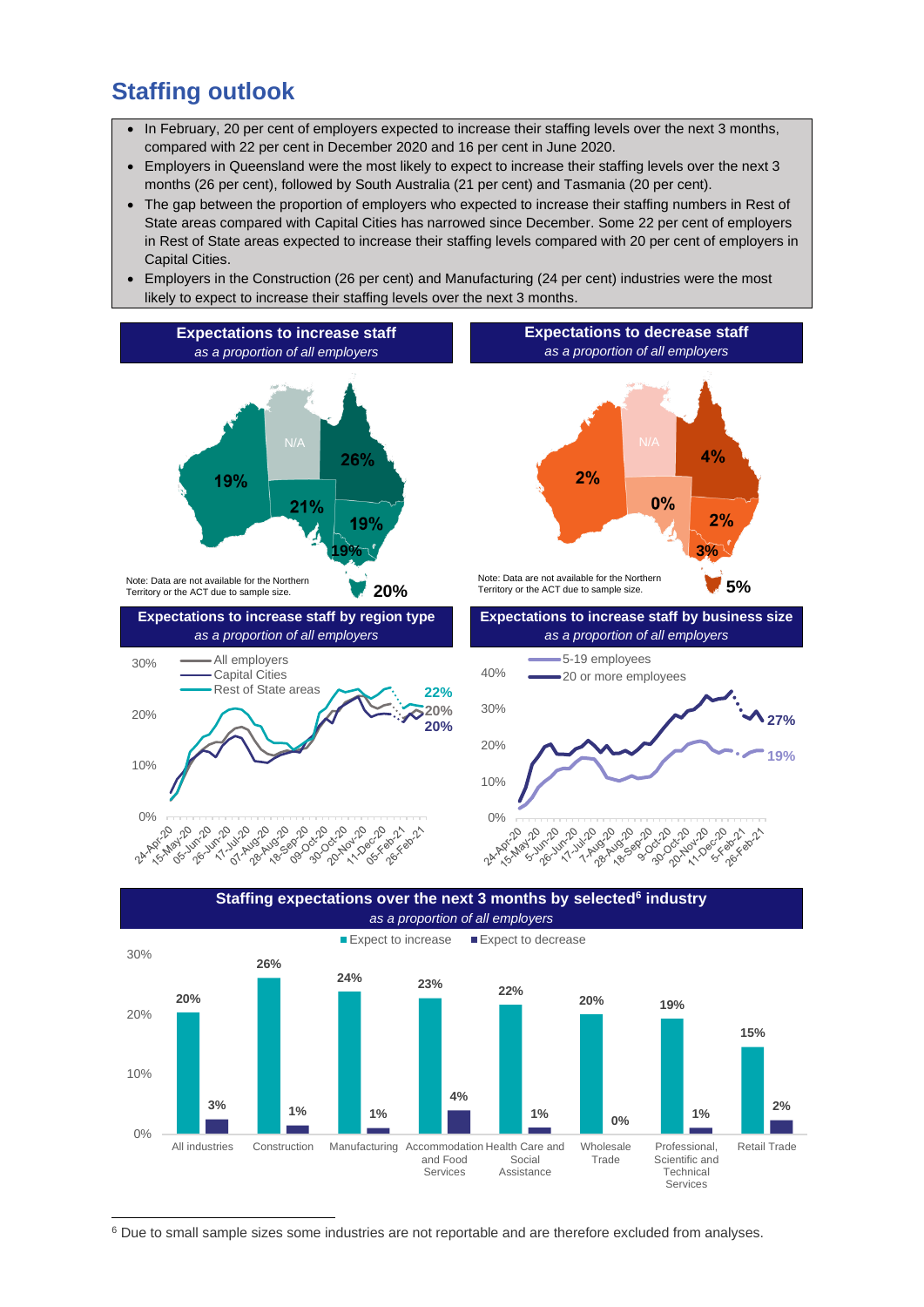## Staffing outlook

- In February, 20 per cent of employers expected to increase their staffing levels over the next 3 months, compared with 22 per cent in December 2020 and 16 per cent in June 2020.
- Employers in Queensland were the most likely to expect to increase their staffing levels over the next 3 months (26 per cent), followed by South Australia (21 per cent) and Tasmania (20 per cent).
- The gap between the proportion of employers who expected to increase their staffing numbers in Rest of State areas compared with Capital Cities has narrowed since December. Some 22 per cent of employers in Rest of State areas expected to increase their staffing levels compared with 20 per cent of employers in Capital Cities.
- Employers in the Construction (26 per cent) and Manufacturing (24 per cent) industries were the most likely to expect to increase their staffing levels over the next 3 months.

**Expectations to increase staff**
*as a proportion of all employers*

WA 19%, NT N/A, QLD 26%, SA 21%, NSW 19%, VIC 19%, TAS 20%

Note: Data are not available for the Northern Territory or the ACT due to sample size.

**Expectations to decrease staff**
*as a proportion of all employers*

WA 2%, NT N/A, QLD 4%, SA 0%, NSW 2%, VIC 3%, TAS 5%

Note: Data are not available for the Northern Territory or the ACT due to sample size.

**Expectations to increase staff by region type**
*as a proportion of all employers*

All employers: 20%; Capital Cities: 20%; Rest of State areas: 22% (26-Feb-21)

**Expectations to increase staff by business size**
*as a proportion of all employers*

5-19 employees: 19%; 20 or more employees: 27% (26-Feb-21)

**Staffing expectations over the next 3 months by selected[6] industry**
*as a proportion of all employers*

| Industry | Expect to increase | Expect to decrease |
|---|---|---|
| All industries | 20% | 3% |
| Construction | 26% | 1% |
| Manufacturing | 24% | 1% |
| Accommodation and Food Services | 23% | 4% |
| Health Care and Social Assistance | 22% | 1% |
| Wholesale Trade | 20% | 0% |
| Professional, Scientific and Technical Services | 19% | 1% |
| Retail Trade | 15% | 2% |

[6] Due to small sample sizes some industries are not reportable and are therefore excluded from analyses.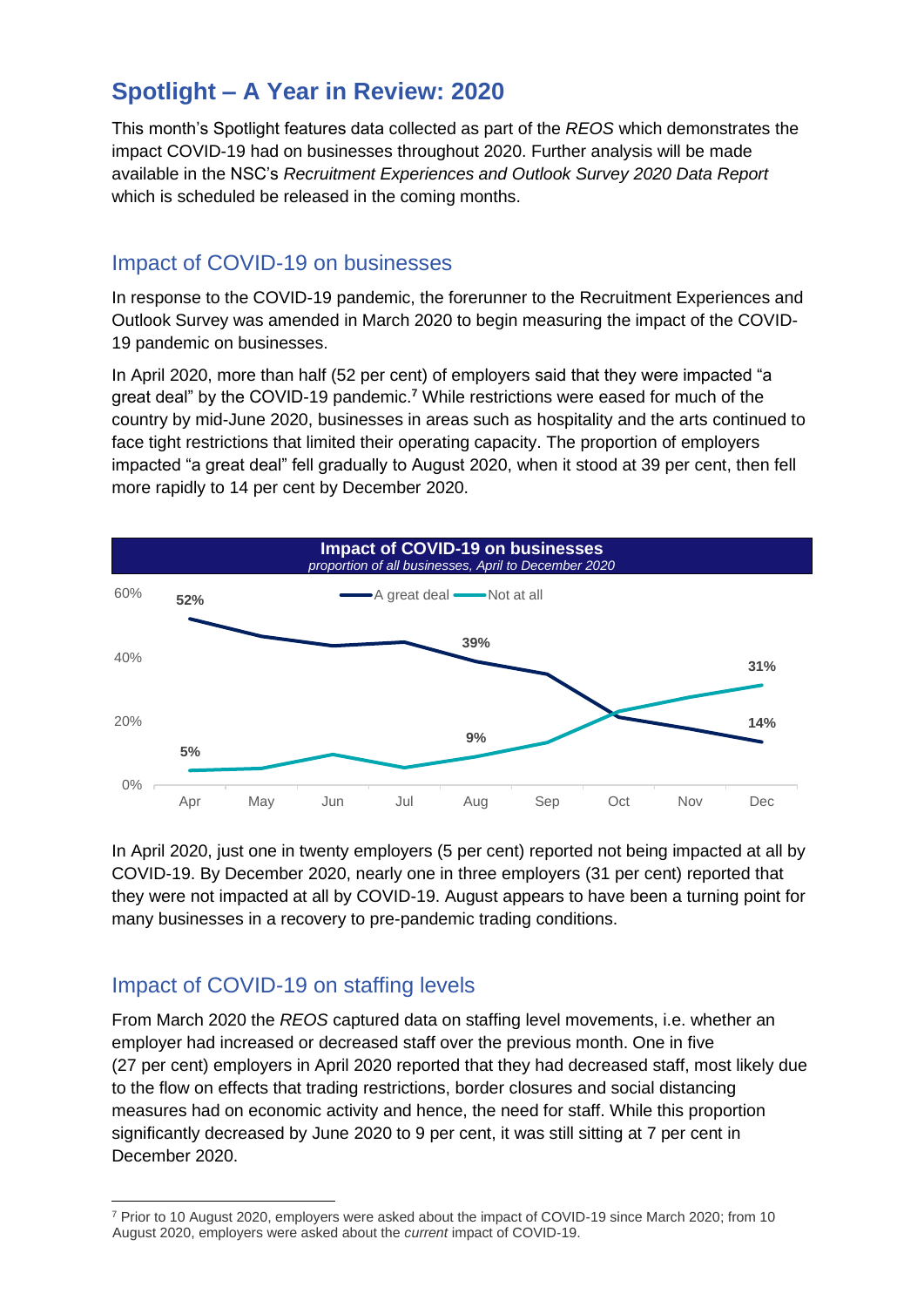# Spotlight – A Year in Review: 2020

This month's Spotlight features data collected as part of the *REOS* which demonstrates the impact COVID-19 had on businesses throughout 2020. Further analysis will be made available in the NSC's *Recruitment Experiences and Outlook Survey 2020 Data Report* which is scheduled be released in the coming months.

## Impact of COVID-19 on businesses

In response to the COVID-19 pandemic, the forerunner to the Recruitment Experiences and Outlook Survey was amended in March 2020 to begin measuring the impact of the COVID-19 pandemic on businesses.

In April 2020, more than half (52 per cent) of employers said that they were impacted "a great deal" by the COVID-19 pandemic.[7] While restrictions were eased for much of the country by mid-June 2020, businesses in areas such as hospitality and the arts continued to face tight restrictions that limited their operating capacity. The proportion of employers impacted "a great deal" fell gradually to August 2020, when it stood at 39 per cent, then fell more rapidly to 14 per cent by December 2020.

**Impact of COVID-19 on businesses**
*proportion of all businesses, April to December 2020*

| | Apr | May | Jun | Jul | Aug | Sep | Oct | Nov | Dec |
|---|---|---|---|---|---|---|---|---|---|
| A great deal | 52% | | | | 39% | | | | 14% |
| Not at all | 5% | | | | 9% | | | | 31% |

In April 2020, just one in twenty employers (5 per cent) reported not being impacted at all by COVID-19. By December 2020, nearly one in three employers (31 per cent) reported that they were not impacted at all by COVID-19. August appears to have been a turning point for many businesses in a recovery to pre-pandemic trading conditions.

## Impact of COVID-19 on staffing levels

From March 2020 the *REOS* captured data on staffing level movements, i.e. whether an employer had increased or decreased staff over the previous month. One in five (27 per cent) employers in April 2020 reported that they had decreased staff, most likely due to the flow on effects that trading restrictions, border closures and social distancing measures had on economic activity and hence, the need for staff. While this proportion significantly decreased by June 2020 to 9 per cent, it was still sitting at 7 per cent in December 2020.

[7] Prior to 10 August 2020, employers were asked about the impact of COVID-19 since March 2020; from 10 August 2020, employers were asked about the *current* impact of COVID-19.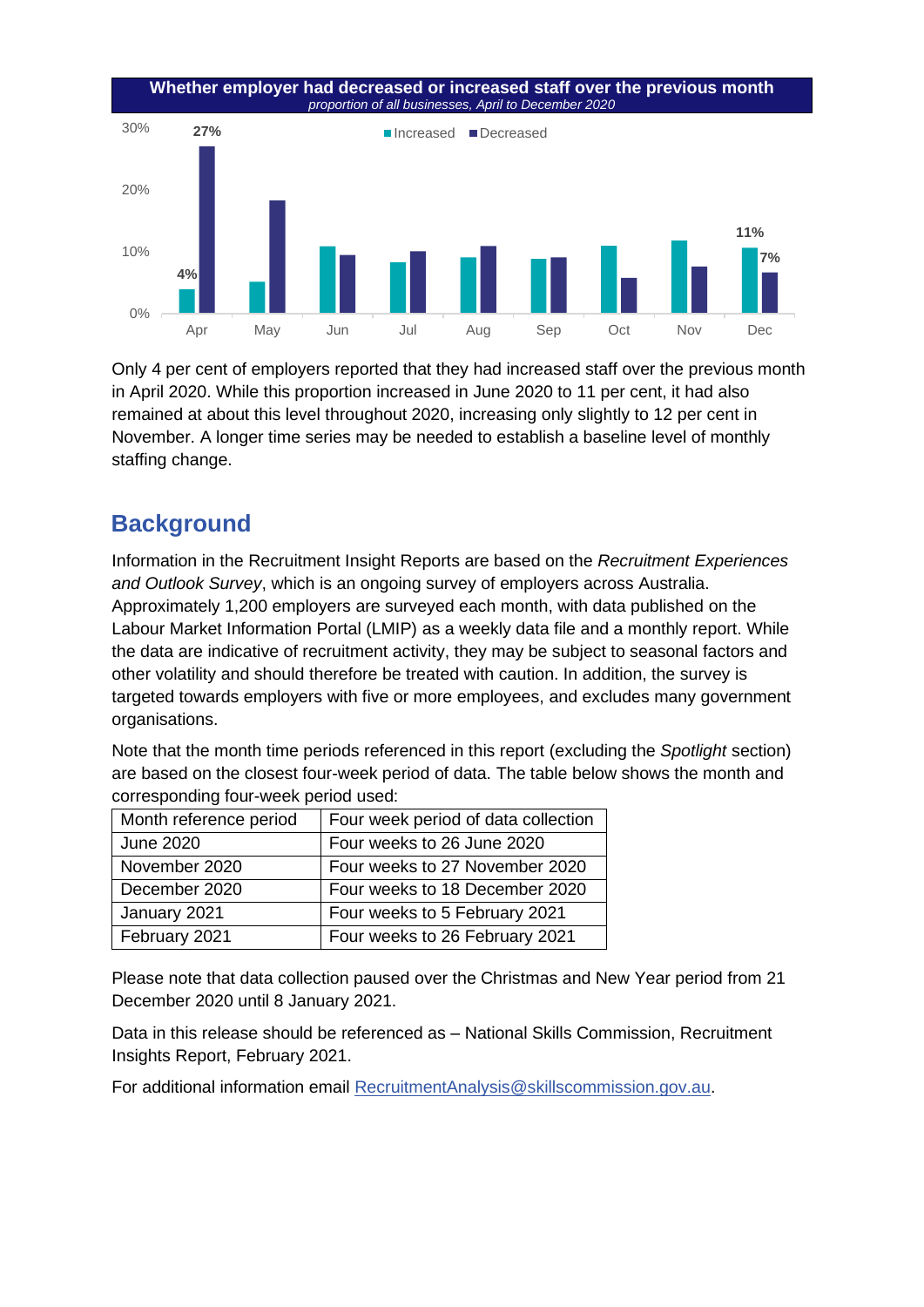**Whether employer had decreased or increased staff over the previous month**
*proportion of all businesses, April to December 2020*

Increased
Decreased

30%
20%
10%
0%

27%
4%
11%
7%

Apr
May
Jun
Jul
Aug
Sep
Oct
Nov
Dec

Only 4 per cent of employers reported that they had increased staff over the previous month in April 2020. While this proportion increased in June 2020 to 11 per cent, it had also remained at about this level throughout 2020, increasing only slightly to 12 per cent in November. A longer time series may be needed to establish a baseline level of monthly staffing change.

## Background

Information in the Recruitment Insight Reports are based on the *Recruitment Experiences and Outlook Survey*, which is an ongoing survey of employers across Australia. Approximately 1,200 employers are surveyed each month, with data published on the Labour Market Information Portal (LMIP) as a weekly data file and a monthly report. While the data are indicative of recruitment activity, they may be subject to seasonal factors and other volatility and should therefore be treated with caution. In addition, the survey is targeted towards employers with five or more employees, and excludes many government organisations.

Note that the month time periods referenced in this report (excluding the *Spotlight* section) are based on the closest four-week period of data. The table below shows the month and corresponding four-week period used:

| Month reference period | Four week period of data collection |
| --- | --- |
| June 2020 | Four weeks to 26 June 2020 |
| November 2020 | Four weeks to 27 November 2020 |
| December 2020 | Four weeks to 18 December 2020 |
| January 2021 | Four weeks to 5 February 2021 |
| February 2021 | Four weeks to 26 February 2021 |

Please note that data collection paused over the Christmas and New Year period from 21 December 2020 until 8 January 2021.

Data in this release should be referenced as – National Skills Commission, Recruitment Insights Report, February 2021.

For additional information email RecruitmentAnalysis@skillscommission.gov.au.